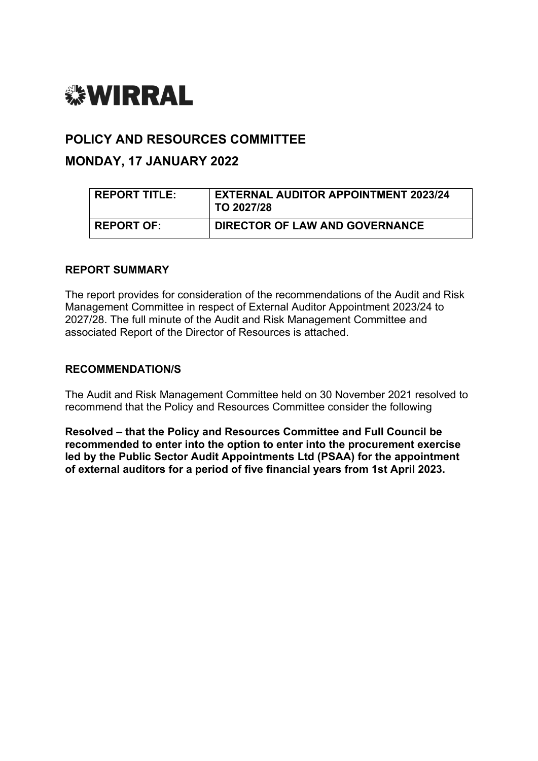# WIRRAL

## POLICY AND RESOURCES COMMITTEE

## MONDAY, 17 JANUARY 2022

| **REPORT TITLE:** | **EXTERNAL AUDITOR APPOINTMENT 2023/24 TO 2027/28** |
|---|---|
| **REPORT OF:** | **DIRECTOR OF LAW AND GOVERNANCE** |

### REPORT SUMMARY

The report provides for consideration of the recommendations of the Audit and Risk Management Committee in respect of External Auditor Appointment 2023/24 to 2027/28. The full minute of the Audit and Risk Management Committee and associated Report of the Director of Resources is attached.

### RECOMMENDATION/S

The Audit and Risk Management Committee held on 30 November 2021 resolved to recommend that the Policy and Resources Committee consider the following

**Resolved – that the Policy and Resources Committee and Full Council be recommended to enter into the option to enter into the procurement exercise led by the Public Sector Audit Appointments Ltd (PSAA) for the appointment of external auditors for a period of five financial years from 1st April 2023.**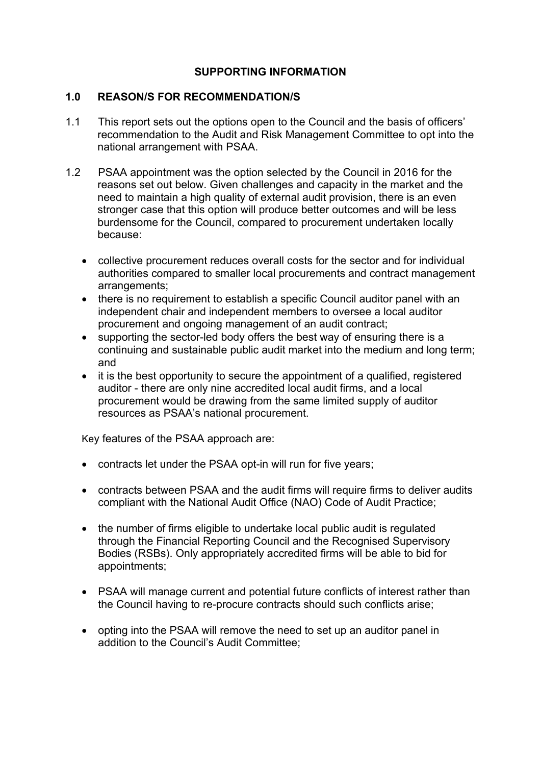## SUPPORTING INFORMATION

### 1.0 REASON/S FOR RECOMMENDATION/S

1.1 This report sets out the options open to the Council and the basis of officers' recommendation to the Audit and Risk Management Committee to opt into the national arrangement with PSAA.

1.2 PSAA appointment was the option selected by the Council in 2016 for the reasons set out below. Given challenges and capacity in the market and the need to maintain a high quality of external audit provision, there is an even stronger case that this option will produce better outcomes and will be less burdensome for the Council, compared to procurement undertaken locally because:

- collective procurement reduces overall costs for the sector and for individual authorities compared to smaller local procurements and contract management arrangements;
- there is no requirement to establish a specific Council auditor panel with an independent chair and independent members to oversee a local auditor procurement and ongoing management of an audit contract;
- supporting the sector-led body offers the best way of ensuring there is a continuing and sustainable public audit market into the medium and long term; and
- it is the best opportunity to secure the appointment of a qualified, registered auditor - there are only nine accredited local audit firms, and a local procurement would be drawing from the same limited supply of auditor resources as PSAA's national procurement.

Key features of the PSAA approach are:

- contracts let under the PSAA opt-in will run for five years;
- contracts between PSAA and the audit firms will require firms to deliver audits compliant with the National Audit Office (NAO) Code of Audit Practice;
- the number of firms eligible to undertake local public audit is regulated through the Financial Reporting Council and the Recognised Supervisory Bodies (RSBs). Only appropriately accredited firms will be able to bid for appointments;
- PSAA will manage current and potential future conflicts of interest rather than the Council having to re-procure contracts should such conflicts arise;
- opting into the PSAA will remove the need to set up an auditor panel in addition to the Council's Audit Committee;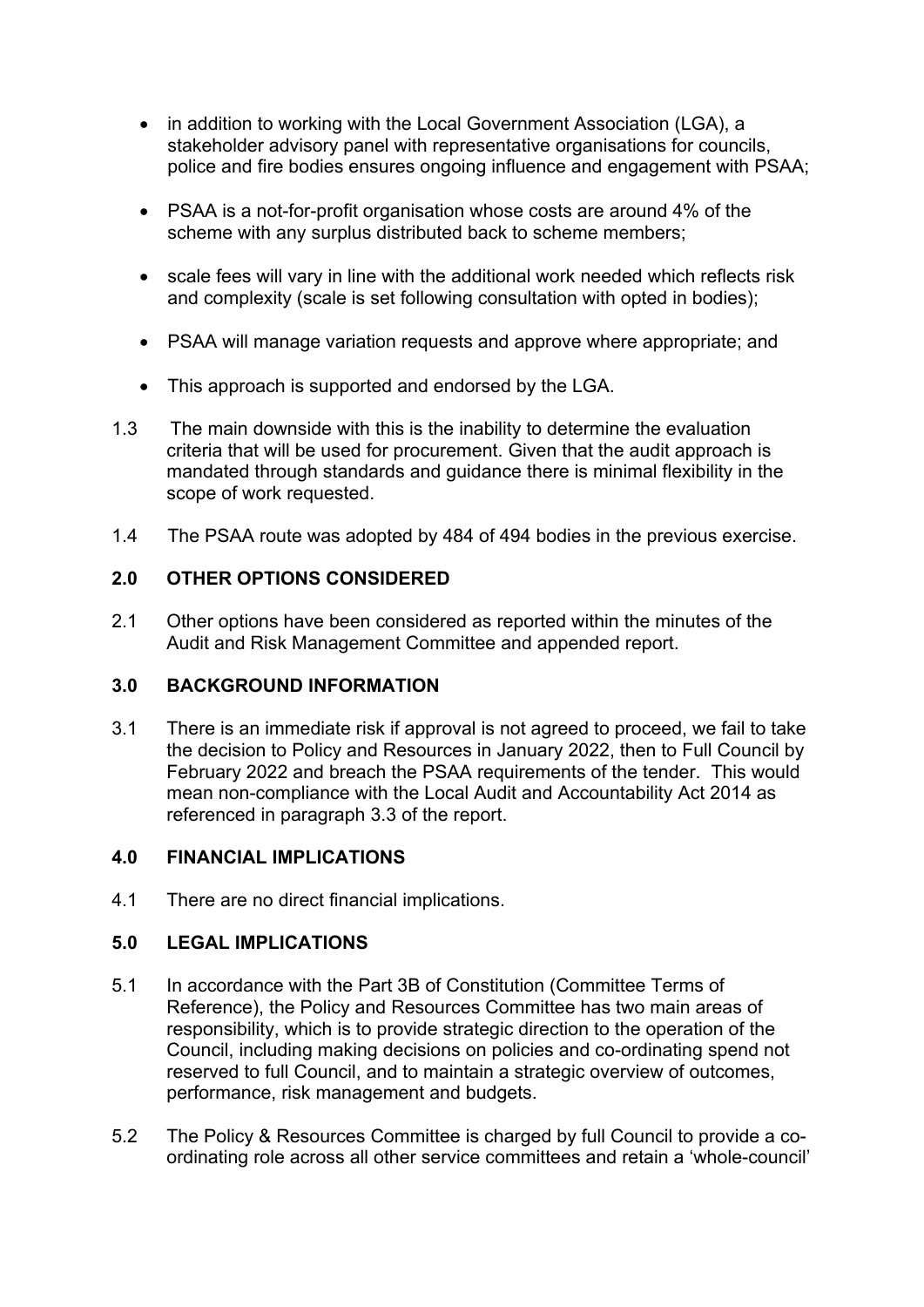- in addition to working with the Local Government Association (LGA), a stakeholder advisory panel with representative organisations for councils, police and fire bodies ensures ongoing influence and engagement with PSAA;
- PSAA is a not-for-profit organisation whose costs are around 4% of the scheme with any surplus distributed back to scheme members;
- scale fees will vary in line with the additional work needed which reflects risk and complexity (scale is set following consultation with opted in bodies);
- PSAA will manage variation requests and approve where appropriate; and
- This approach is supported and endorsed by the LGA.

1.3 The main downside with this is the inability to determine the evaluation criteria that will be used for procurement. Given that the audit approach is mandated through standards and guidance there is minimal flexibility in the scope of work requested.

1.4 The PSAA route was adopted by 484 of 494 bodies in the previous exercise.

## 2.0 OTHER OPTIONS CONSIDERED

2.1 Other options have been considered as reported within the minutes of the Audit and Risk Management Committee and appended report.

## 3.0 BACKGROUND INFORMATION

3.1 There is an immediate risk if approval is not agreed to proceed, we fail to take the decision to Policy and Resources in January 2022, then to Full Council by February 2022 and breach the PSAA requirements of the tender. This would mean non-compliance with the Local Audit and Accountability Act 2014 as referenced in paragraph 3.3 of the report.

## 4.0 FINANCIAL IMPLICATIONS

4.1 There are no direct financial implications.

## 5.0 LEGAL IMPLICATIONS

5.1 In accordance with the Part 3B of Constitution (Committee Terms of Reference), the Policy and Resources Committee has two main areas of responsibility, which is to provide strategic direction to the operation of the Council, including making decisions on policies and co-ordinating spend not reserved to full Council, and to maintain a strategic overview of outcomes, performance, risk management and budgets.

5.2 The Policy & Resources Committee is charged by full Council to provide a co-ordinating role across all other service committees and retain a 'whole-council'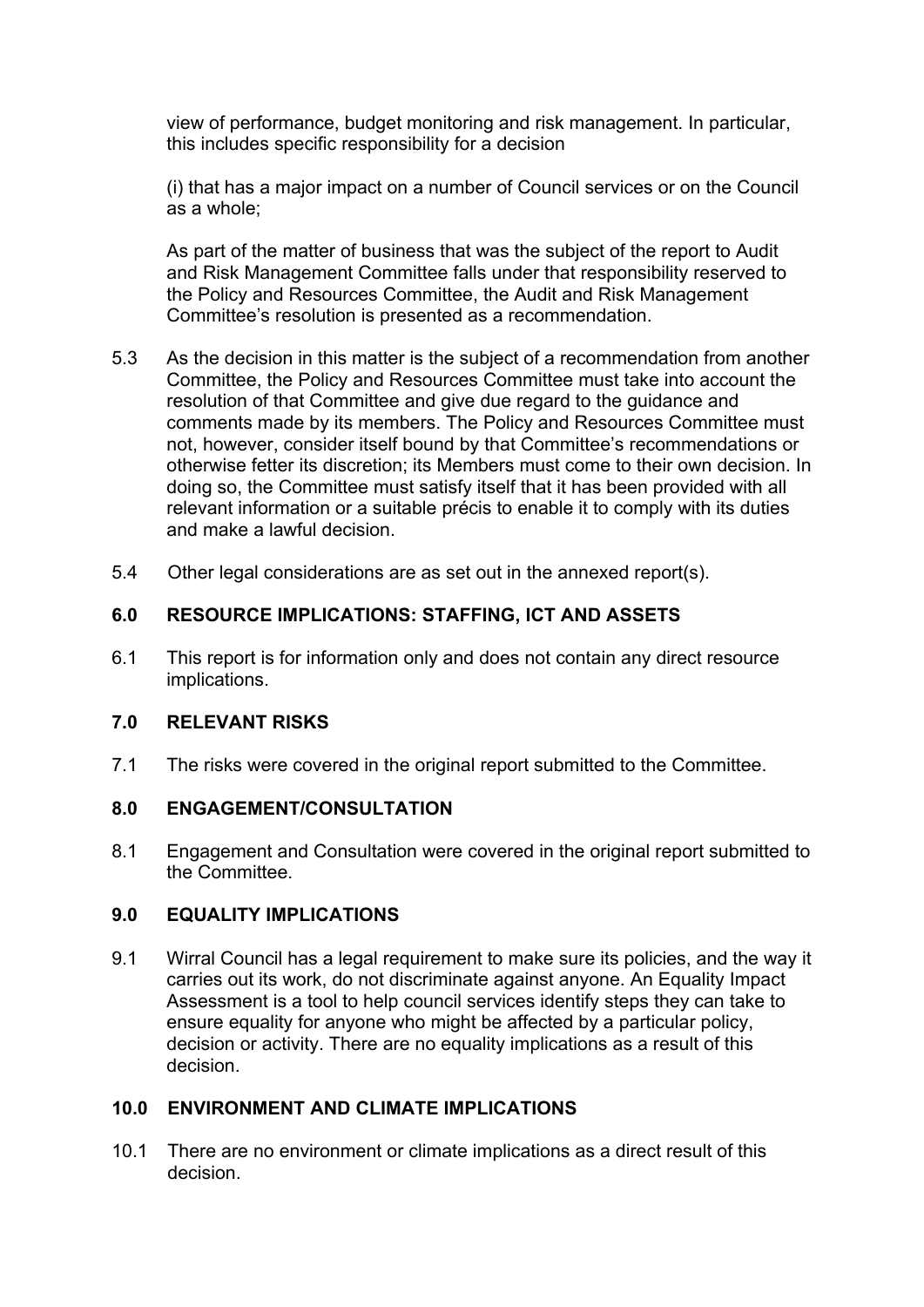view of performance, budget monitoring and risk management. In particular, this includes specific responsibility for a decision

(i) that has a major impact on a number of Council services or on the Council as a whole;

As part of the matter of business that was the subject of the report to Audit and Risk Management Committee falls under that responsibility reserved to the Policy and Resources Committee, the Audit and Risk Management Committee's resolution is presented as a recommendation.

5.3 As the decision in this matter is the subject of a recommendation from another Committee, the Policy and Resources Committee must take into account the resolution of that Committee and give due regard to the guidance and comments made by its members. The Policy and Resources Committee must not, however, consider itself bound by that Committee's recommendations or otherwise fetter its discretion; its Members must come to their own decision. In doing so, the Committee must satisfy itself that it has been provided with all relevant information or a suitable précis to enable it to comply with its duties and make a lawful decision.

5.4 Other legal considerations are as set out in the annexed report(s).

## 6.0 RESOURCE IMPLICATIONS: STAFFING, ICT AND ASSETS

6.1 This report is for information only and does not contain any direct resource implications.

## 7.0 RELEVANT RISKS

7.1 The risks were covered in the original report submitted to the Committee.

## 8.0 ENGAGEMENT/CONSULTATION

8.1 Engagement and Consultation were covered in the original report submitted to the Committee.

## 9.0 EQUALITY IMPLICATIONS

9.1 Wirral Council has a legal requirement to make sure its policies, and the way it carries out its work, do not discriminate against anyone. An Equality Impact Assessment is a tool to help council services identify steps they can take to ensure equality for anyone who might be affected by a particular policy, decision or activity. There are no equality implications as a result of this decision.

## 10.0 ENVIRONMENT AND CLIMATE IMPLICATIONS

10.1 There are no environment or climate implications as a direct result of this decision.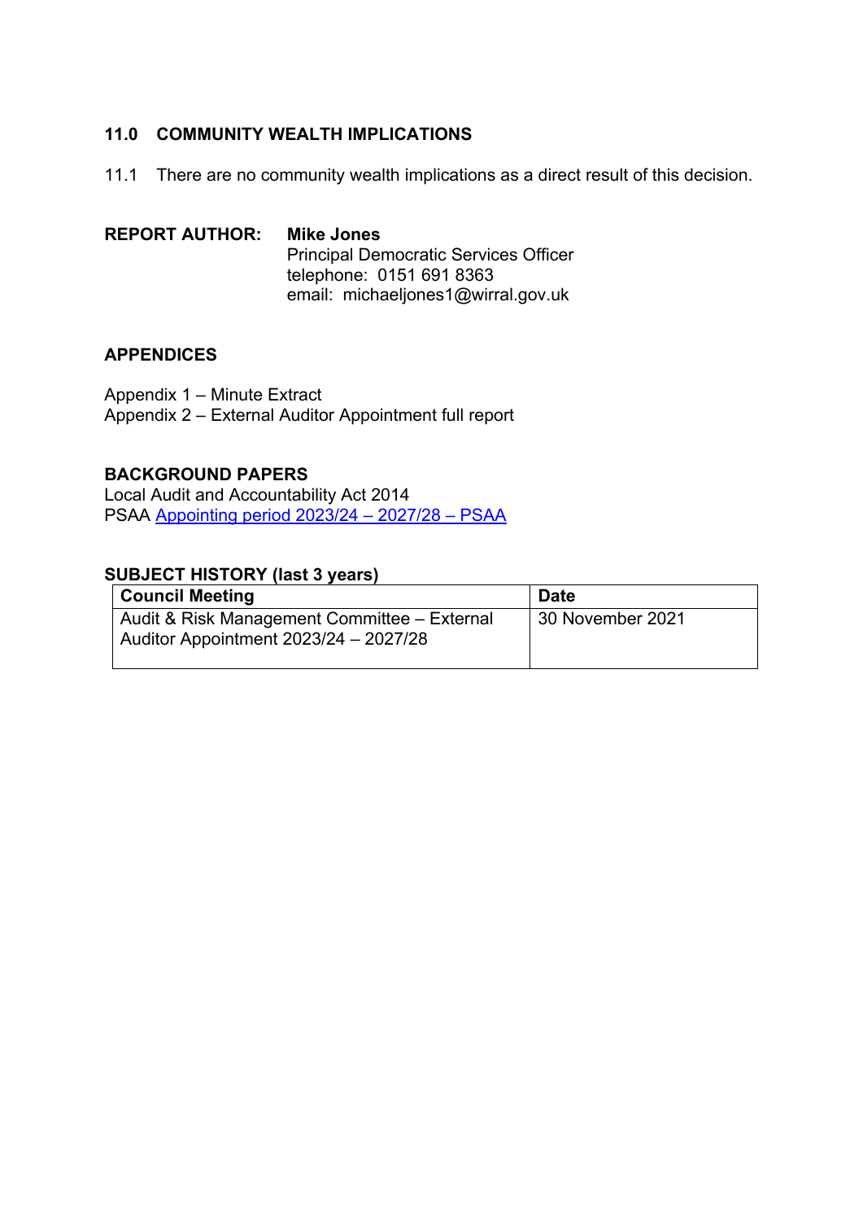## 11.0 COMMUNITY WEALTH IMPLICATIONS

11.1 There are no community wealth implications as a direct result of this decision.

**REPORT AUTHOR:** **Mike Jones**
Principal Democratic Services Officer
telephone: 0151 691 8363
email: michaeljones1@wirral.gov.uk

## APPENDICES

Appendix 1 – Minute Extract
Appendix 2 – External Auditor Appointment full report

## BACKGROUND PAPERS

Local Audit and Accountability Act 2014
PSAA Appointing period 2023/24 – 2027/28 – PSAA

## SUBJECT HISTORY (last 3 years)

| Council Meeting | Date |
|---|---|
| Audit & Risk Management Committee – External Auditor Appointment 2023/24 – 2027/28 | 30 November 2021 |